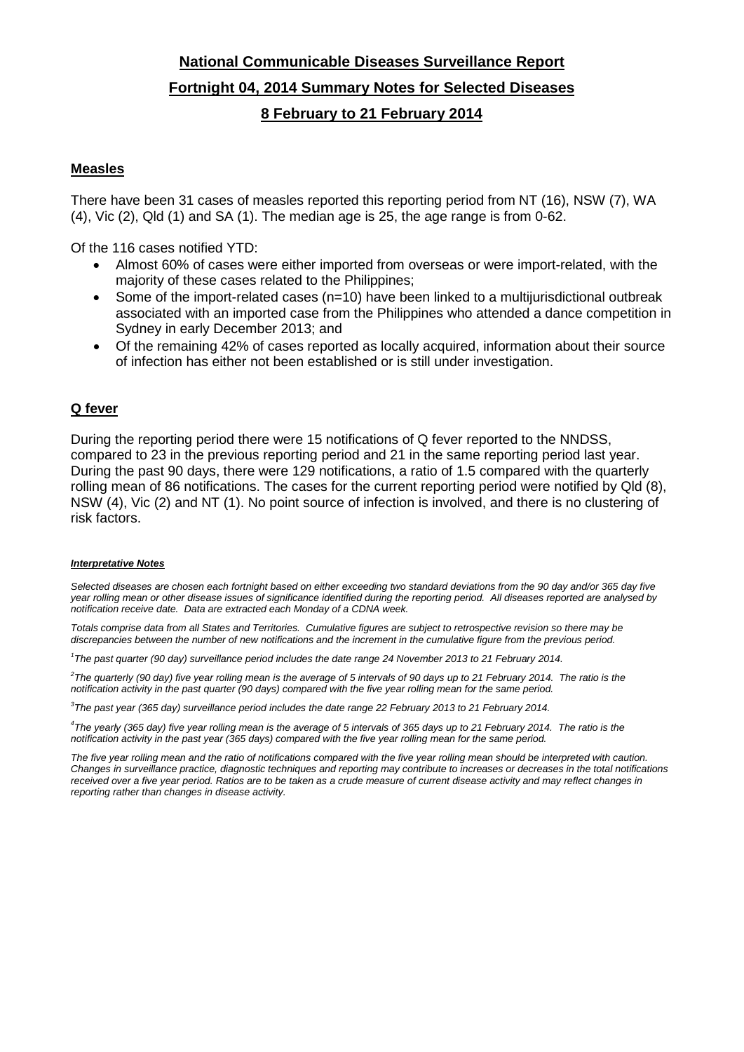# National Communicable Diseases Surveillance Report

## Fortnight 04, 2014 Summary Notes for Selected Diseases

## 8 February to 21 February 2014

### Measles

There have been 31 cases of measles reported this reporting period from NT (16), NSW (7), WA (4), Vic (2), Qld (1) and SA (1). The median age is 25, the age range is from 0-62.

Of the 116 cases notified YTD:

- Almost 60% of cases were either imported from overseas or were import-related, with the majority of these cases related to the Philippines;
- Some of the import-related cases (n=10) have been linked to a multijurisdictional outbreak associated with an imported case from the Philippines who attended a dance competition in Sydney in early December 2013; and
- Of the remaining 42% of cases reported as locally acquired, information about their source of infection has either not been established or is still under investigation.

### Q fever

During the reporting period there were 15 notifications of Q fever reported to the NNDSS, compared to 23 in the previous reporting period and 21 in the same reporting period last year. During the past 90 days, there were 129 notifications, a ratio of 1.5 compared with the quarterly rolling mean of 86 notifications. The cases for the current reporting period were notified by Qld (8), NSW (4), Vic (2) and NT (1). No point source of infection is involved, and there is no clustering of risk factors.

***Interpretative Notes***

*Selected diseases are chosen each fortnight based on either exceeding two standard deviations from the 90 day and/or 365 day five year rolling mean or other disease issues of significance identified during the reporting period. All diseases reported are analysed by notification receive date. Data are extracted each Monday of a CDNA week.*

*Totals comprise data from all States and Territories. Cumulative figures are subject to retrospective revision so there may be discrepancies between the number of new notifications and the increment in the cumulative figure from the previous period.*

*[1]The past quarter (90 day) surveillance period includes the date range 24 November 2013 to 21 February 2014.*

*[2]The quarterly (90 day) five year rolling mean is the average of 5 intervals of 90 days up to 21 February 2014. The ratio is the notification activity in the past quarter (90 days) compared with the five year rolling mean for the same period.*

*[3]The past year (365 day) surveillance period includes the date range 22 February 2013 to 21 February 2014.*

*[4]The yearly (365 day) five year rolling mean is the average of 5 intervals of 365 days up to 21 February 2014. The ratio is the notification activity in the past year (365 days) compared with the five year rolling mean for the same period.*

*The five year rolling mean and the ratio of notifications compared with the five year rolling mean should be interpreted with caution. Changes in surveillance practice, diagnostic techniques and reporting may contribute to increases or decreases in the total notifications received over a five year period. Ratios are to be taken as a crude measure of current disease activity and may reflect changes in reporting rather than changes in disease activity.*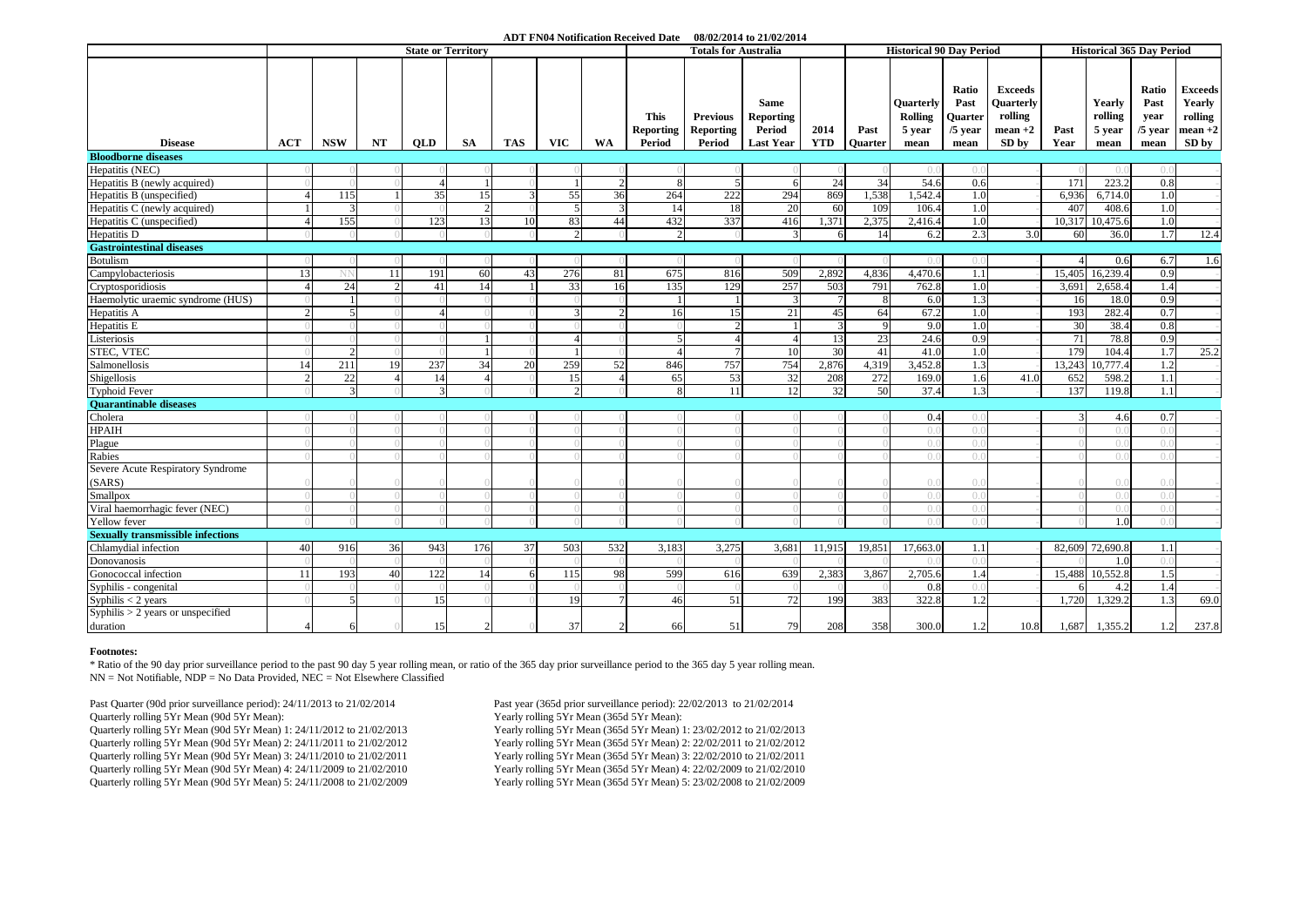**ADT FN04 Notification Received Date 08/02/2014 to 21/02/2014**

| Disease | State or Territory | | | | | | | | Totals for Australia | | | | | Historical 90 Day Period | | | | Historical 365 Day Period | | | |
|---|---|---|---|---|---|---|---|---|---|---|---|---|---|---|---|---|---|---|---|---|---|
| | ACT | NSW | NT | QLD | SA | TAS | VIC | WA | This Reporting Period | Previous Reporting Period | Same Reporting Period Last Year | 2014 YTD | Past Quarter | Quarterly Rolling 5 year mean | Ratio Past Quarter /5 year mean | Exceeds Quarterly rolling mean +2 SD by | Past Year | Yearly rolling 5 year mean | Ratio Past year /5 year mean | Exceeds Yearly rolling mean +2 SD by |
| **Bloodborne diseases** | | | | | | | | | | | | | | | | | | | | |
| Hepatitis (NEC) | 0 | 0 | 0 | 0 | 0 | 0 | 0 | 0 | 0 | 0 | 0 | 0 | 0 | 0.0 | 0.0 | | 0 | 0.0 | 0.0 | - |
| Hepatitis B (newly acquired) | 0 | 0 | 0 | 4 | 1 | 0 | 1 | 2 | 8 | 5 | 6 | 24 | 34 | 54.6 | 0.6 | | 171 | 223.2 | 0.8 | - |
| Hepatitis B (unspecified) | 4 | 115 | 1 | 35 | 15 | 3 | 55 | 36 | 264 | 222 | 294 | 869 | 1,538 | 1,542.4 | 1.0 | | 6,936 | 6,714.0 | 1.0 | - |
| Hepatitis C (newly acquired) | 1 | 3 | 0 | 0 | 2 | 0 | 5 | 3 | 14 | 18 | 20 | 60 | 109 | 106.4 | 1.0 | | 407 | 408.6 | 1.0 | |
| Hepatitis C (unspecified) | 4 | 155 | 0 | 123 | 13 | 10 | 83 | 44 | 432 | 337 | 416 | 1,371 | 2,375 | 2,416.4 | 1.0 | | 10,317 | 10,475.6 | 1.0 | - |
| Hepatitis D | 0 | 0 | 0 | 0 | 0 | 0 | 2 | 0 | 2 | 0 | 3 | 6 | 14 | 6.2 | 2.3 | 3.0 | 60 | 36.0 | 1.7 | 12.4 |
| **Gastrointestinal diseases** | | | | | | | | | | | | | | | | | | | | |
| Botulism | 0 | 0 | 0 | 0 | 0 | 0 | 0 | 0 | 0 | 0 | 0 | 0 | 0 | 0.0 | 0.0 | | 4 | 0.6 | 6.7 | 1.6 |
| Campylobacteriosis | 13 | NN | 11 | 191 | 60 | 43 | 276 | 81 | 675 | 816 | 509 | 2,892 | 4,836 | 4,470.6 | 1.1 | | 15,405 | 16,239.4 | 0.9 | - |
| Cryptosporidiosis | 4 | 24 | 2 | 41 | 14 | 1 | 33 | 16 | 135 | 129 | 257 | 503 | 791 | 762.8 | 1.0 | | 3,691 | 2,658.4 | 1.4 | - |
| Haemolytic uraemic syndrome (HUS) | 0 | 1 | 0 | 0 | 0 | 0 | 0 | 0 | 1 | 1 | 3 | 7 | 8 | 6.0 | 1.3 | | 16 | 18.0 | 0.9 | - |
| Hepatitis A | 2 | 5 | 0 | 4 | 0 | 0 | 3 | 2 | 16 | 15 | 21 | 45 | 64 | 67.2 | 1.0 | | 193 | 282.4 | 0.7 | - |
| Hepatitis E | 0 | 0 | 0 | 0 | 0 | 0 | 0 | 0 | 0 | 2 | 1 | 3 | 9 | 9.0 | 1.0 | | 30 | 38.4 | 0.8 | - |
| Listeriosis | 0 | 0 | 0 | 0 | 1 | 0 | 4 | 0 | 5 | 4 | 4 | 13 | 23 | 24.6 | 0.9 | | 71 | 78.8 | 0.9 | - |
| STEC, VTEC | 0 | 2 | 0 | 0 | 1 | 0 | 1 | 0 | 4 | 7 | 10 | 30 | 41 | 41.0 | 1.0 | | 179 | 104.4 | 1.7 | 25.2 |
| Salmonellosis | 14 | 211 | 19 | 237 | 34 | 20 | 259 | 52 | 846 | 757 | 754 | 2,876 | 4,319 | 3,452.8 | 1.3 | | 13,243 | 10,777.4 | 1.2 | - |
| Shigellosis | 2 | 22 | 4 | 14 | 4 | 0 | 15 | 4 | 65 | 53 | 32 | 208 | 272 | 169.0 | 1.6 | 41.0 | 652 | 598.2 | 1.1 | - |
| Typhoid Fever | 0 | 3 | 0 | 3 | 0 | 0 | 2 | 0 | 8 | 11 | 12 | 32 | 50 | 37.4 | 1.3 | | 137 | 119.8 | 1.1 | - |
| **Quarantinable diseases** | | | | | | | | | | | | | | | | | | | | |
| Cholera | 0 | 0 | 0 | 0 | 0 | 0 | 0 | 0 | 0 | 0 | 0 | 0 | 0 | 0.4 | 0.0 | | 3 | 4.6 | 0.7 | - |
| HPAIH | 0 | 0 | 0 | 0 | 0 | 0 | 0 | 0 | 0 | 0 | 0 | 0 | 0 | 0.0 | 0.0 | | 0 | 0.0 | 0.0 | - |
| Plague | 0 | 0 | 0 | 0 | 0 | 0 | 0 | 0 | 0 | 0 | 0 | 0 | 0 | 0.0 | 0.0 | | 0 | 0.0 | 0.0 | - |
| Rabies | 0 | 0 | 0 | 0 | 0 | 0 | 0 | 0 | 0 | 0 | 0 | 0 | 0 | 0.0 | 0.0 | | 0 | 0.0 | 0.0 | - |
| Severe Acute Respiratory Syndrome (SARS) | 0 | 0 | 0 | 0 | 0 | 0 | 0 | 0 | 0 | 0 | 0 | 0 | 0 | 0.0 | 0.0 | - | 0 | 0.0 | 0.0 | - |
| Smallpox | 0 | 0 | 0 | 0 | 0 | 0 | 0 | 0 | 0 | 0 | 0 | 0 | 0 | 0.0 | 0.0 | - | 0 | 0.0 | 0.0 | - |
| Viral haemorrhagic fever (NEC) | 0 | 0 | 0 | 0 | 0 | 0 | 0 | 0 | 0 | 0 | 0 | 0 | 0 | 0.0 | 0.0 | - | 0 | 0.0 | 0.0 | - |
| Yellow fever | 0 | 0 | 0 | 0 | 0 | 0 | 0 | 0 | 0 | 0 | 0 | 0 | 0 | 0.0 | 0.0 | - | 0 | 1.0 | 0.0 | - |
| **Sexually transmissible infections** | | | | | | | | | | | | | | | | | | | | |
| Chlamydial infection | 40 | 916 | 36 | 943 | 176 | 37 | 503 | 532 | 3,183 | 3,275 | 3,681 | 11,915 | 19,851 | 17,663.0 | 1.1 | | 82,609 | 72,690.8 | 1.1 | - |
| Donovanosis | 0 | 0 | 0 | 0 | 0 | 0 | 0 | 0 | 0 | 0 | 0 | 0 | 0 | 0.0 | 0.0 | | 0 | 1.0 | 0.0 | - |
| Gonococcal infection | 11 | 193 | 40 | 122 | 14 | 6 | 115 | 98 | 599 | 616 | 639 | 2,383 | 3,867 | 2,705.6 | 1.4 | | 15,488 | 10,552.8 | 1.5 | - |
| Syphilis - congenital | 0 | 0 | 0 | 0 | 0 | 0 | 0 | 0 | 0 | 0 | 0 | 0 | 0 | 0.8 | 0.0 | | 6 | 4.2 | 1.4 | - |
| Syphilis < 2 years | 0 | 5 | 0 | 15 | 0 | 0 | 19 | 7 | 46 | 51 | 72 | 199 | 383 | 322.8 | 1.2 | | 1,720 | 1,329.2 | 1.3 | 69.0 |
| Syphilis > 2 years or unspecified duration | 4 | 6 | 0 | 15 | 2 | 0 | 37 | 2 | 66 | 51 | 79 | 208 | 358 | 300.0 | 1.2 | 10.8 | 1,687 | 1,355.2 | 1.2 | 237.8 |

**Footnotes:**

* Ratio of the 90 day prior surveillance period to the past 90 day 5 year rolling mean, or ratio of the 365 day prior surveillance period to the 365 day 5 year rolling mean.
NN = Not Notifiable, NDP = No Data Provided, NEC = Not Elsewhere Classified

Past Quarter (90d prior surveillance period): 24/11/2013 to 21/02/2014
Quarterly rolling 5Yr Mean (90d 5Yr Mean):
Quarterly rolling 5Yr Mean (90d 5Yr Mean) 1: 24/11/2012 to 21/02/2013
Quarterly rolling 5Yr Mean (90d 5Yr Mean) 2: 24/11/2011 to 21/02/2012
Quarterly rolling 5Yr Mean (90d 5Yr Mean) 3: 24/11/2010 to 21/02/2011
Quarterly rolling 5Yr Mean (90d 5Yr Mean) 4: 24/11/2009 to 21/02/2010
Quarterly rolling 5Yr Mean (90d 5Yr Mean) 5: 24/11/2008 to 21/02/2009

Past year (365d prior surveillance period): 22/02/2013 to 21/02/2014
Yearly rolling 5Yr Mean (365d 5Yr Mean):
Yearly rolling 5Yr Mean (365d 5Yr Mean) 1: 23/02/2012 to 21/02/2013
Yearly rolling 5Yr Mean (365d 5Yr Mean) 2: 22/02/2011 to 21/02/2012
Yearly rolling 5Yr Mean (365d 5Yr Mean) 3: 22/02/2010 to 21/02/2011
Yearly rolling 5Yr Mean (365d 5Yr Mean) 4: 22/02/2009 to 21/02/2010
Yearly rolling 5Yr Mean (365d 5Yr Mean) 5: 23/02/2008 to 21/02/2009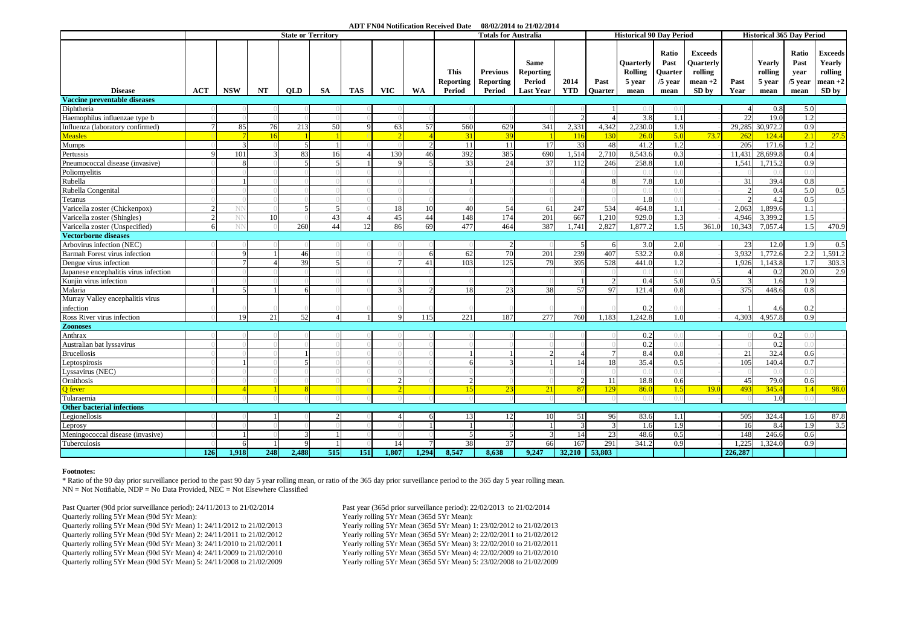**ADT FN04 Notification Received Date 08/02/2014 to 21/02/2014**

| | State or Territory | | | | | | | | Totals for Australia | | | | Historical 90 Day Period | | | | Historical 365 Day Period | | | |
|---|---|---|---|---|---|---|---|---|---|---|---|---|---|---|---|---|---|---|---|---|
| **Disease** | **ACT** | **NSW** | **NT** | **QLD** | **SA** | **TAS** | **VIC** | **WA** | **This Reporting Period** | **Previous Reporting Period** | **Same Reporting Period Last Year** | **2014 YTD** | **Past Quarter** | **Quarterly Rolling 5 year mean** | **Ratio Past Quarter /5 year mean** | **Exceeds Quarterly rolling mean +2 SD by** | **Past Year** | **Yearly rolling 5 year mean** | **Ratio Past year /5 year mean** | **Exceeds Yearly rolling mean +2 SD by** |
| **Vaccine preventable diseases** | | | | | | | | | | | | | | | | | | | | |
| Diphtheria | 0 | 0 | 0 | 0 | 0 | 0 | 0 | 0 | 0 | 0 | 0 | 0 | 1 | 0.0 | 0.0 | - | 4 | 0.8 | 5.0 | - |
| Haemophilus influenzae type b | 0 | 0 | 0 | 0 | 0 | 0 | 0 | 0 | 0 | 0 | 0 | 2 | 4 | 3.8 | 1.1 | - | 22 | 19.0 | 1.2 | - |
| Influenza (laboratory confirmed) | 7 | 85 | 76 | 213 | 50 | 9 | 63 | 57 | 560 | 629 | 341 | 2,331 | 4,342 | 2,230.0 | 1.9 | - | 29,285 | 30,972.2 | 0.9 | - |
| Measles | 0 | 7 | 16 | 1 | 1 | 0 | 2 | 4 | 31 | 39 | 1 | 116 | 130 | 26.0 | 5.0 | 73.7 | 262 | 124.4 | 2.1 | 27.5 |
| Mumps | 0 | 3 | 0 | 5 | 1 | 0 | 0 | 2 | 11 | 11 | 17 | 33 | 48 | 41.2 | 1.2 | - | 205 | 171.6 | 1.2 | - |
| Pertussis | 9 | 101 | 3 | 83 | 16 | 4 | 130 | 46 | 392 | 385 | 690 | 1,514 | 2,710 | 8,543.6 | 0.3 | - | 11,431 | 28,699.8 | 0.4 | - |
| Pneumococcal disease (invasive) | 0 | 8 | 0 | 5 | 5 | 1 | 9 | 5 | 33 | 24 | 37 | 112 | 246 | 258.8 | 1.0 | - | 1,541 | 1,715.2 | 0.9 | - |
| Poliomyelitis | 0 | 0 | 0 | 0 | 0 | 0 | 0 | 0 | 0 | 0 | 0 | 0 | 0 | 0.0 | 0.0 | - | 0 | 0.0 | 0.0 | - |
| Rubella | 0 | 1 | 0 | 0 | 0 | 0 | 0 | 0 | 1 | 0 | 0 | 4 | 8 | 7.8 | 1.0 | - | 31 | 39.4 | 0.8 | - |
| Rubella Congenital | 0 | 0 | 0 | 0 | 0 | 0 | 0 | 0 | 0 | 0 | 0 | 0 | 0 | 0.0 | 0.0 | - | 2 | 0.4 | 5.0 | 0.5 |
| Tetanus | 0 | 0 | 0 | 0 | 0 | 0 | 0 | 0 | 0 | 0 | 0 | 0 | 0 | 1.8 | 0.0 | - | 2 | 4.2 | 0.5 | - |
| Varicella zoster (Chickenpox) | 2 | NN | 0 | 5 | 5 | 0 | 18 | 10 | 40 | 54 | 61 | 247 | 534 | 464.8 | 1.1 | - | 2,063 | 1,899.6 | 1.1 | - |
| Varicella zoster (Shingles) | 2 | NN | 10 | 0 | 43 | 4 | 45 | 44 | 148 | 174 | 201 | 667 | 1,210 | 929.0 | 1.3 | - | 4,946 | 3,399.2 | 1.5 | - |
| Varicella zoster (Unspecified) | 6 | NN | 0 | 260 | 44 | 12 | 86 | 69 | 477 | 464 | 387 | 1,741 | 2,827 | 1,877.2 | 1.5 | 361.0 | 10,343 | 7,057.4 | 1.5 | 470.9 |
| **Vectorborne diseases** | | | | | | | | | | | | | | | | | | | | |
| Arbovirus infection (NEC) | 0 | 0 | 0 | 0 | 0 | 0 | 0 | 0 | 0 | 2 | 0 | 5 | 6 | 3.0 | 2.0 | - | 23 | 12.0 | 1.9 | 0.5 |
| Barmah Forest virus infection | 0 | 9 | 1 | 46 | 0 | 0 | 0 | 6 | 62 | 70 | 201 | 239 | 407 | 532.2 | 0.8 | - | 3,932 | 1,772.6 | 2.2 | 1,591.2 |
| Dengue virus infection | 0 | 7 | 4 | 39 | 5 | 0 | 7 | 41 | 103 | 125 | 79 | 395 | 528 | 441.0 | 1.2 | - | 1,926 | 1,143.8 | 1.7 | 303.3 |
| Japanese encephalitis virus infection | 0 | 0 | 0 | 0 | 0 | 0 | 0 | 0 | 0 | 0 | 0 | 0 | 0 | 0.0 | 0.0 | - | 4 | 0.2 | 20.0 | 2.9 |
| Kunjin virus infection | 0 | 0 | 0 | 0 | 0 | 0 | 0 | 0 | 0 | 0 | 0 | 1 | 2 | 0.4 | 5.0 | 0.5 | 3 | 1.6 | 1.9 | - |
| Malaria | 1 | 5 | 1 | 6 | 0 | 0 | 3 | 2 | 18 | 23 | 38 | 57 | 97 | 121.4 | 0.8 | - | 375 | 448.6 | 0.8 | - |
| Murray Valley encephalitis virus infection | 0 | 0 | 0 | 0 | 0 | 0 | 0 | 0 | 0 | 0 | 0 | 0 | 0 | 0.2 | 0.0 | - | 1 | 4.6 | 0.2 | - |
| Ross River virus infection | 0 | 19 | 21 | 52 | 4 | 1 | 9 | 115 | 221 | 187 | 277 | 760 | 1,183 | 1,242.8 | 1.0 | - | 4,303 | 4,957.8 | 0.9 | - |
| **Zoonoses** | | | | | | | | | | | | | | | | | | | | |
| Anthrax | 0 | 0 | 0 | 0 | 0 | 0 | 0 | 0 | 0 | 0 | 0 | 0 | 0 | 0.2 | 0.0 | - | 0 | 0.2 | 0.0 | - |
| Australian bat lyssavirus | 0 | 0 | 0 | 0 | 0 | 0 | 0 | 0 | 0 | 0 | 0 | 0 | 0 | 0.2 | 0.0 | - | 0 | 0.2 | 0.0 | - |
| Brucellosis | 0 | 0 | 0 | 1 | 0 | 0 | 0 | 0 | 1 | 1 | 2 | 4 | 7 | 8.4 | 0.8 | - | 21 | 32.4 | 0.6 | - |
| Leptospirosis | 0 | 1 | 0 | 5 | 0 | 0 | 0 | 0 | 6 | 3 | 1 | 14 | 18 | 35.4 | 0.5 | - | 105 | 140.4 | 0.7 | - |
| Lyssavirus (NEC) | 0 | 0 | 0 | 0 | 0 | 0 | 0 | 0 | 0 | 0 | 0 | 0 | 0 | 0.0 | 0.0 | - | 0 | 0.0 | 0.0 | - |
| Ornithosis | 0 | 0 | 0 | 0 | 0 | 0 | 2 | 0 | 2 | 0 | 0 | 2 | 11 | 18.8 | 0.6 | - | 45 | 79.0 | 0.6 | - |
| Q fever | 0 | 4 | 1 | 8 | 0 | 0 | 2 | 0 | 15 | 23 | 21 | 87 | 129 | 86.0 | 1.5 | 19.0 | 493 | 345.4 | 1.4 | 98.0 |
| Tularaemia | 0 | 0 | 0 | 0 | 0 | 0 | 0 | 0 | 0 | 0 | 0 | 0 | 0 | 0.0 | 0.0 | - | 0 | 1.0 | 0.0 | - |
| **Other bacterial infections** | | | | | | | | | | | | | | | | | | | | |
| Legionellosis | 0 | 0 | 1 | 0 | 2 | 0 | 4 | 6 | 13 | 12 | 10 | 51 | 96 | 83.6 | 1.1 | - | 505 | 324.4 | 1.6 | 87.8 |
| Leprosy | 0 | 0 | 0 | 0 | 0 | 0 | 0 | 1 | 1 | 0 | 1 | 3 | 3 | 1.6 | 1.9 | - | 16 | 8.4 | 1.9 | 3.5 |
| Meningococcal disease (invasive) | 0 | 1 | 0 | 3 | 1 | 0 | 0 | 0 | 5 | 5 | 3 | 14 | 23 | 48.6 | 0.5 | - | 148 | 246.6 | 0.6 | - |
| Tuberculosis | 0 | 6 | 1 | 9 | 1 | 0 | 14 | 7 | 38 | 37 | 66 | 167 | 291 | 341.2 | 0.9 | - | 1,225 | 1,324.0 | 0.9 | - |
| | **126** | **1,918** | **248** | **2,488** | **515** | **151** | **1,807** | **1,294** | **8,547** | **8,638** | **9,247** | **32,210** | **53,803** | | | | **226,287** | | | |

**Footnotes:**

\* Ratio of the 90 day prior surveillance period to the past 90 day 5 year rolling mean, or ratio of the 365 day prior surveillance period to the 365 day 5 year rolling mean.
NN = Not Notifiable, NDP = No Data Provided, NEC = Not Elsewhere Classified

Past Quarter (90d prior surveillance period): 24/11/2013 to 21/02/2014
Quarterly rolling 5Yr Mean (90d 5Yr Mean):
Quarterly rolling 5Yr Mean (90d 5Yr Mean) 1: 24/11/2012 to 21/02/2013
Quarterly rolling 5Yr Mean (90d 5Yr Mean) 2: 24/11/2011 to 21/02/2012
Quarterly rolling 5Yr Mean (90d 5Yr Mean) 3: 24/11/2010 to 21/02/2011
Quarterly rolling 5Yr Mean (90d 5Yr Mean) 4: 24/11/2009 to 21/02/2010
Quarterly rolling 5Yr Mean (90d 5Yr Mean) 5: 24/11/2008 to 21/02/2009

Past year (365d prior surveillance period): 22/02/2013 to 21/02/2014
Yearly rolling 5Yr Mean (365d 5Yr Mean):
Yearly rolling 5Yr Mean (365d 5Yr Mean) 1: 23/02/2012 to 21/02/2013
Yearly rolling 5Yr Mean (365d 5Yr Mean) 2: 22/02/2011 to 21/02/2012
Yearly rolling 5Yr Mean (365d 5Yr Mean) 3: 22/02/2010 to 21/02/2011
Yearly rolling 5Yr Mean (365d 5Yr Mean) 4: 22/02/2009 to 21/02/2010
Yearly rolling 5Yr Mean (365d 5Yr Mean) 5: 23/02/2008 to 21/02/2009